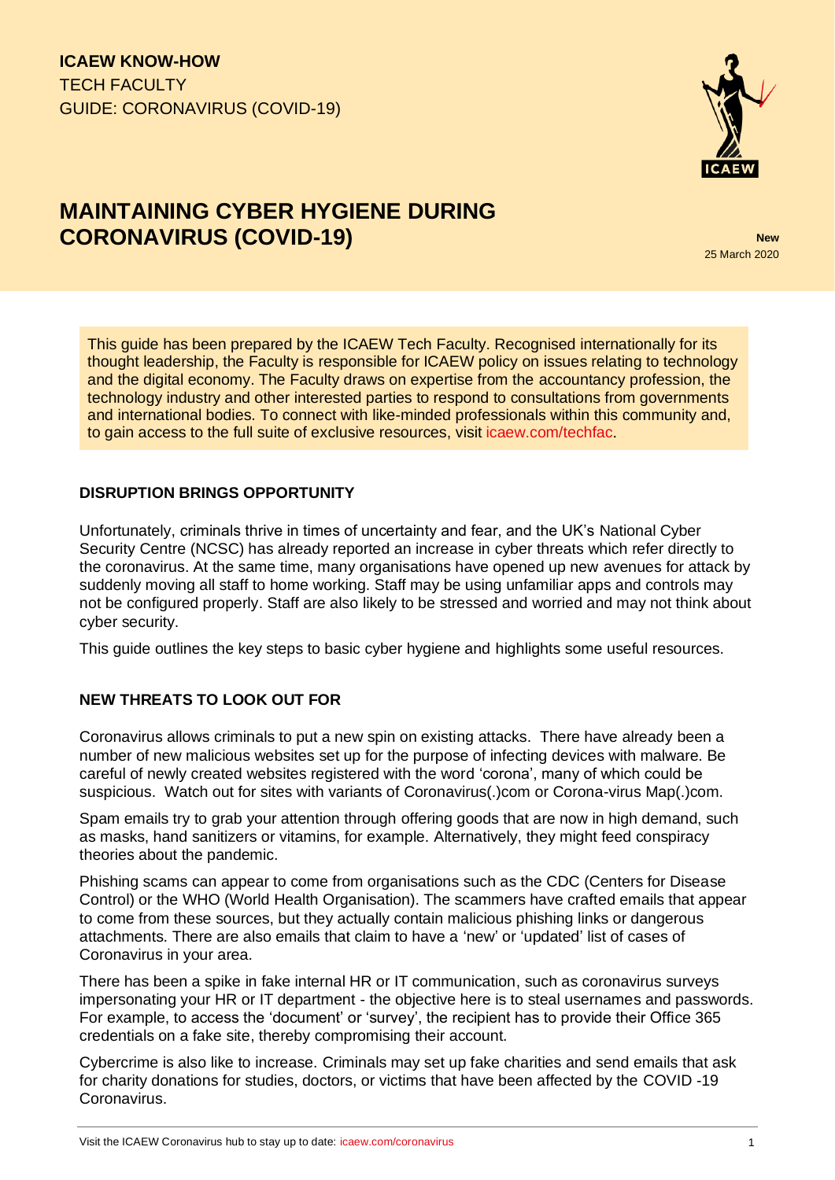ICAEW KNOW-HOW
TECH FACULTY
GUIDE: CORONAVIRUS (COVID-19)

# MAINTAINING CYBER HYGIENE DURING CORONAVIRUS (COVID-19)

**New**
25 March 2020

This guide has been prepared by the ICAEW Tech Faculty. Recognised internationally for its thought leadership, the Faculty is responsible for ICAEW policy on issues relating to technology and the digital economy. The Faculty draws on expertise from the accountancy profession, the technology industry and other interested parties to respond to consultations from governments and international bodies. To connect with like-minded professionals within this community and, to gain access to the full suite of exclusive resources, visit icaew.com/techfac.

## DISRUPTION BRINGS OPPORTUNITY

Unfortunately, criminals thrive in times of uncertainty and fear, and the UK's National Cyber Security Centre (NCSC) has already reported an increase in cyber threats which refer directly to the coronavirus. At the same time, many organisations have opened up new avenues for attack by suddenly moving all staff to home working. Staff may be using unfamiliar apps and controls may not be configured properly. Staff are also likely to be stressed and worried and may not think about cyber security.

This guide outlines the key steps to basic cyber hygiene and highlights some useful resources.

## NEW THREATS TO LOOK OUT FOR

Coronavirus allows criminals to put a new spin on existing attacks. There have already been a number of new malicious websites set up for the purpose of infecting devices with malware. Be careful of newly created websites registered with the word 'corona', many of which could be suspicious. Watch out for sites with variants of Coronavirus(.)com or Corona-virus Map(.)com.

Spam emails try to grab your attention through offering goods that are now in high demand, such as masks, hand sanitizers or vitamins, for example. Alternatively, they might feed conspiracy theories about the pandemic.

Phishing scams can appear to come from organisations such as the CDC (Centers for Disease Control) or the WHO (World Health Organisation). The scammers have crafted emails that appear to come from these sources, but they actually contain malicious phishing links or dangerous attachments. There are also emails that claim to have a 'new' or 'updated' list of cases of Coronavirus in your area.

There has been a spike in fake internal HR or IT communication, such as coronavirus surveys impersonating your HR or IT department - the objective here is to steal usernames and passwords. For example, to access the 'document' or 'survey', the recipient has to provide their Office 365 credentials on a fake site, thereby compromising their account.

Cybercrime is also like to increase. Criminals may set up fake charities and send emails that ask for charity donations for studies, doctors, or victims that have been affected by the COVID -19 Coronavirus.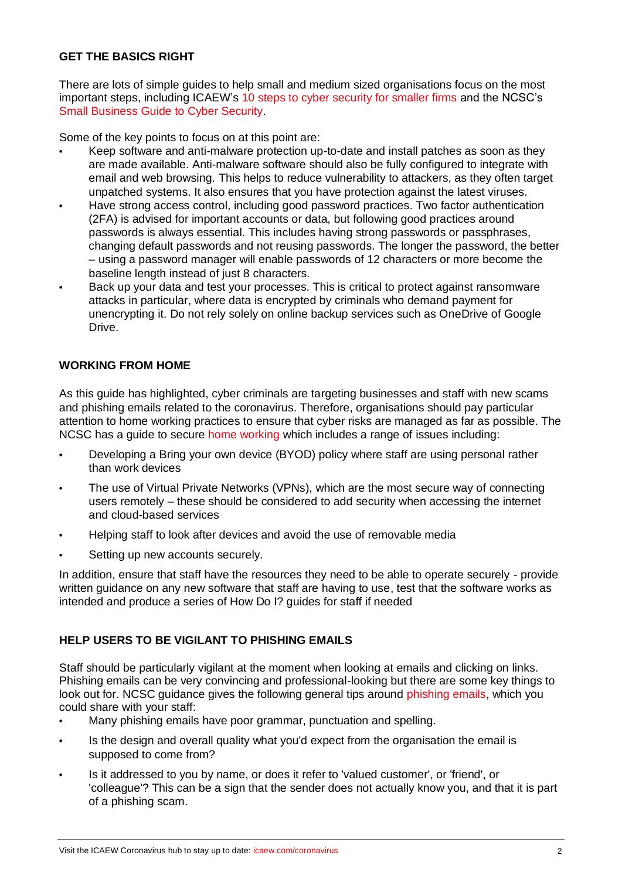## GET THE BASICS RIGHT

There are lots of simple guides to help small and medium sized organisations focus on the most important steps, including ICAEW's 10 steps to cyber security for smaller firms and the NCSC's Small Business Guide to Cyber Security.

Some of the key points to focus on at this point are:

- Keep software and anti-malware protection up-to-date and install patches as soon as they are made available. Anti-malware software should also be fully configured to integrate with email and web browsing. This helps to reduce vulnerability to attackers, as they often target unpatched systems. It also ensures that you have protection against the latest viruses.
- Have strong access control, including good password practices. Two factor authentication (2FA) is advised for important accounts or data, but following good practices around passwords is always essential. This includes having strong passwords or passphrases, changing default passwords and not reusing passwords. The longer the password, the better – using a password manager will enable passwords of 12 characters or more become the baseline length instead of just 8 characters.
- Back up your data and test your processes. This is critical to protect against ransomware attacks in particular, where data is encrypted by criminals who demand payment for unencrypting it. Do not rely solely on online backup services such as OneDrive of Google Drive.

## WORKING FROM HOME

As this guide has highlighted, cyber criminals are targeting businesses and staff with new scams and phishing emails related to the coronavirus. Therefore, organisations should pay particular attention to home working practices to ensure that cyber risks are managed as far as possible. The NCSC has a guide to secure home working which includes a range of issues including:

- Developing a Bring your own device (BYOD) policy where staff are using personal rather than work devices
- The use of Virtual Private Networks (VPNs), which are the most secure way of connecting users remotely – these should be considered to add security when accessing the internet and cloud-based services
- Helping staff to look after devices and avoid the use of removable media
- Setting up new accounts securely.

In addition, ensure that staff have the resources they need to be able to operate securely - provide written guidance on any new software that staff are having to use, test that the software works as intended and produce a series of How Do I? guides for staff if needed

## HELP USERS TO BE VIGILANT TO PHISHING EMAILS

Staff should be particularly vigilant at the moment when looking at emails and clicking on links. Phishing emails can be very convincing and professional-looking but there are some key things to look out for. NCSC guidance gives the following general tips around phishing emails, which you could share with your staff:

- Many phishing emails have poor grammar, punctuation and spelling.
- Is the design and overall quality what you'd expect from the organisation the email is supposed to come from?
- Is it addressed to you by name, or does it refer to 'valued customer', or 'friend', or 'colleague'? This can be a sign that the sender does not actually know you, and that it is part of a phishing scam.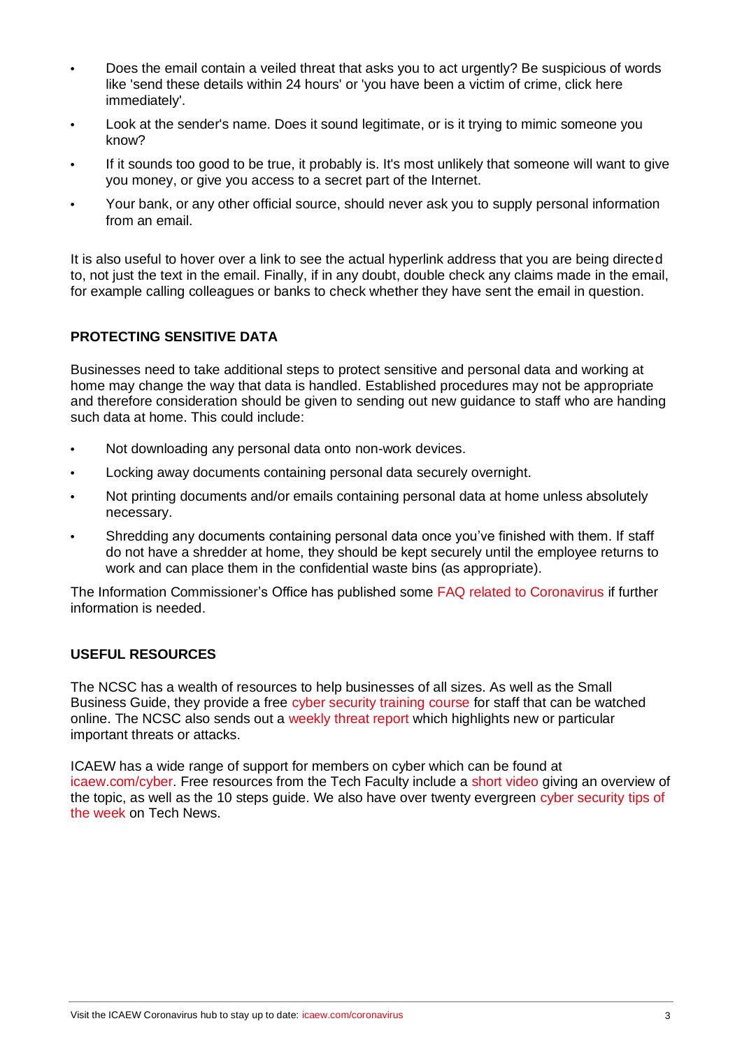- Does the email contain a veiled threat that asks you to act urgently? Be suspicious of words like 'send these details within 24 hours' or 'you have been a victim of crime, click here immediately'.
- Look at the sender's name. Does it sound legitimate, or is it trying to mimic someone you know?
- If it sounds too good to be true, it probably is. It's most unlikely that someone will want to give you money, or give you access to a secret part of the Internet.
- Your bank, or any other official source, should never ask you to supply personal information from an email.

It is also useful to hover over a link to see the actual hyperlink address that you are being directed to, not just the text in the email. Finally, if in any doubt, double check any claims made in the email, for example calling colleagues or banks to check whether they have sent the email in question.

## PROTECTING SENSITIVE DATA

Businesses need to take additional steps to protect sensitive and personal data and working at home may change the way that data is handled. Established procedures may not be appropriate and therefore consideration should be given to sending out new guidance to staff who are handing such data at home. This could include:

- Not downloading any personal data onto non-work devices.
- Locking away documents containing personal data securely overnight.
- Not printing documents and/or emails containing personal data at home unless absolutely necessary.
- Shredding any documents containing personal data once you've finished with them. If staff do not have a shredder at home, they should be kept securely until the employee returns to work and can place them in the confidential waste bins (as appropriate).

The Information Commissioner's Office has published some FAQ related to Coronavirus if further information is needed.

## USEFUL RESOURCES

The NCSC has a wealth of resources to help businesses of all sizes. As well as the Small Business Guide, they provide a free cyber security training course for staff that can be watched online. The NCSC also sends out a weekly threat report which highlights new or particular important threats or attacks.

ICAEW has a wide range of support for members on cyber which can be found at icaew.com/cyber. Free resources from the Tech Faculty include a short video giving an overview of the topic, as well as the 10 steps guide. We also have over twenty evergreen cyber security tips of the week on Tech News.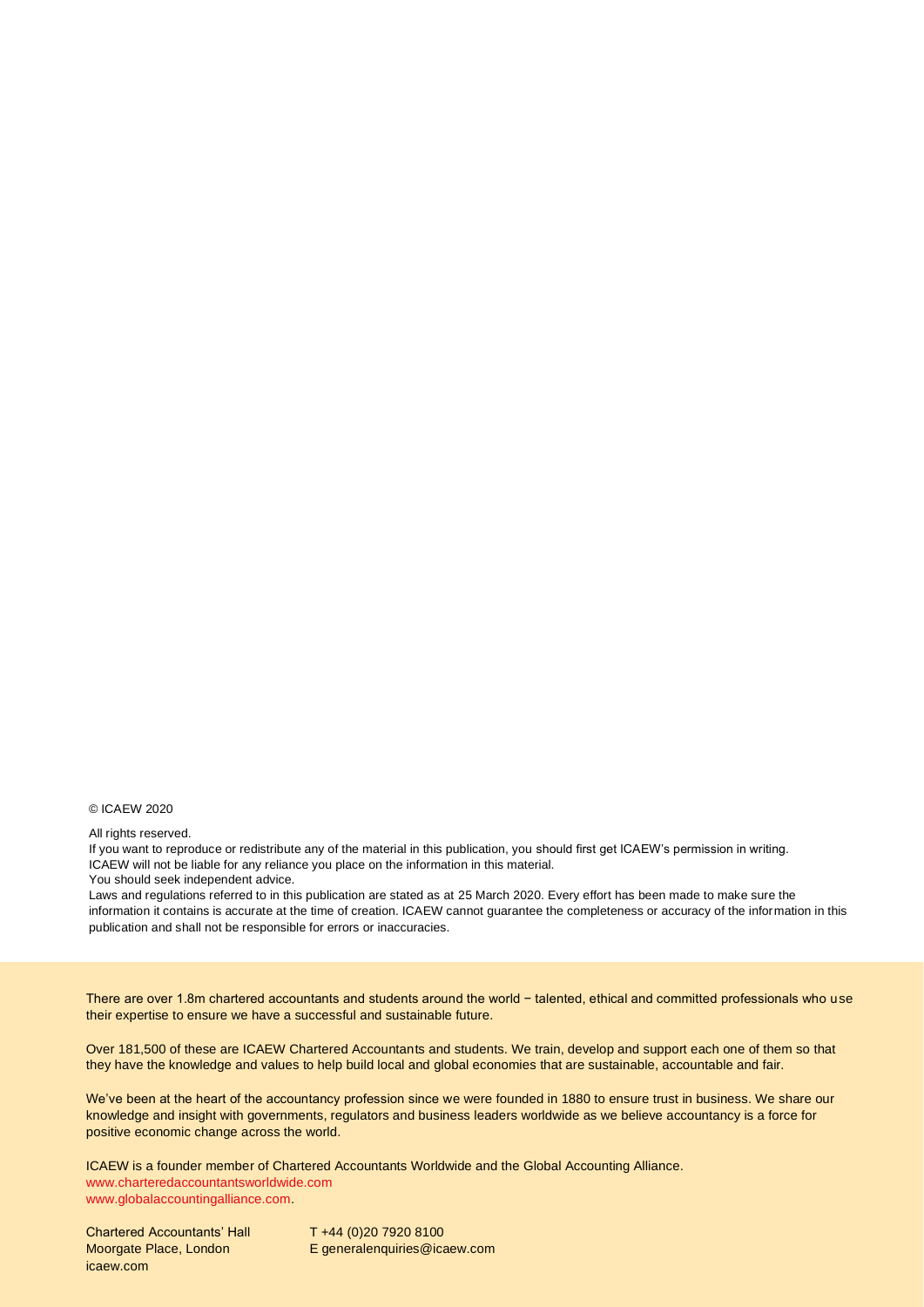© ICAEW 2020

All rights reserved.

If you want to reproduce or redistribute any of the material in this publication, you should first get ICAEW's permission in writing.
ICAEW will not be liable for any reliance you place on the information in this material.
You should seek independent advice.
Laws and regulations referred to in this publication are stated as at 25 March 2020. Every effort has been made to make sure the information it contains is accurate at the time of creation. ICAEW cannot guarantee the completeness or accuracy of the information in this publication and shall not be responsible for errors or inaccuracies.

There are over 1.8m chartered accountants and students around the world − talented, ethical and committed professionals who use their expertise to ensure we have a successful and sustainable future.

Over 181,500 of these are ICAEW Chartered Accountants and students. We train, develop and support each one of them so that they have the knowledge and values to help build local and global economies that are sustainable, accountable and fair.

We've been at the heart of the accountancy profession since we were founded in 1880 to ensure trust in business. We share our knowledge and insight with governments, regulators and business leaders worldwide as we believe accountancy is a force for positive economic change across the world.

ICAEW is a founder member of Chartered Accountants Worldwide and the Global Accounting Alliance.
www.charteredaccountantsworldwide.com
www.globalaccountingalliance.com.

Chartered Accountants' Hall
Moorgate Place, London
icaew.com

T +44 (0)20 7920 8100
E generalenquiries@icaew.com